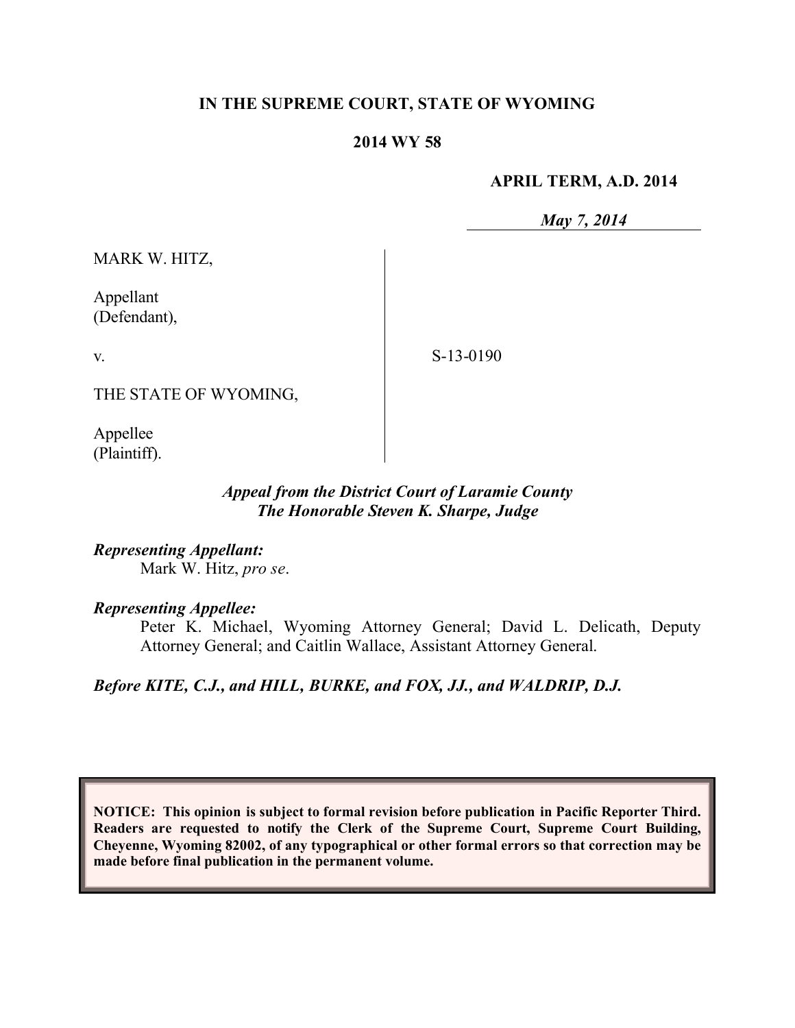**IN THE SUPREME COURT, STATE OF WYOMING**

**2014 WY 58**

**APRIL TERM, A.D. 2014**

***May 7, 2014***

MARK W. HITZ,

Appellant
(Defendant),

v.

THE STATE OF WYOMING,

Appellee
(Plaintiff).

S-13-0190

***Appeal from the District Court of Laramie County***
***The Honorable Steven K. Sharpe, Judge***

***Representing Appellant:***
Mark W. Hitz, *pro se*.

***Representing Appellee:***
Peter K. Michael, Wyoming Attorney General; David L. Delicath, Deputy Attorney General; and Caitlin Wallace, Assistant Attorney General.

***Before KITE, C.J., and HILL, BURKE, and FOX, JJ., and WALDRIP, D.J.***

**NOTICE: This opinion is subject to formal revision before publication in Pacific Reporter Third. Readers are requested to notify the Clerk of the Supreme Court, Supreme Court Building, Cheyenne, Wyoming 82002, of any typographical or other formal errors so that correction may be made before final publication in the permanent volume.**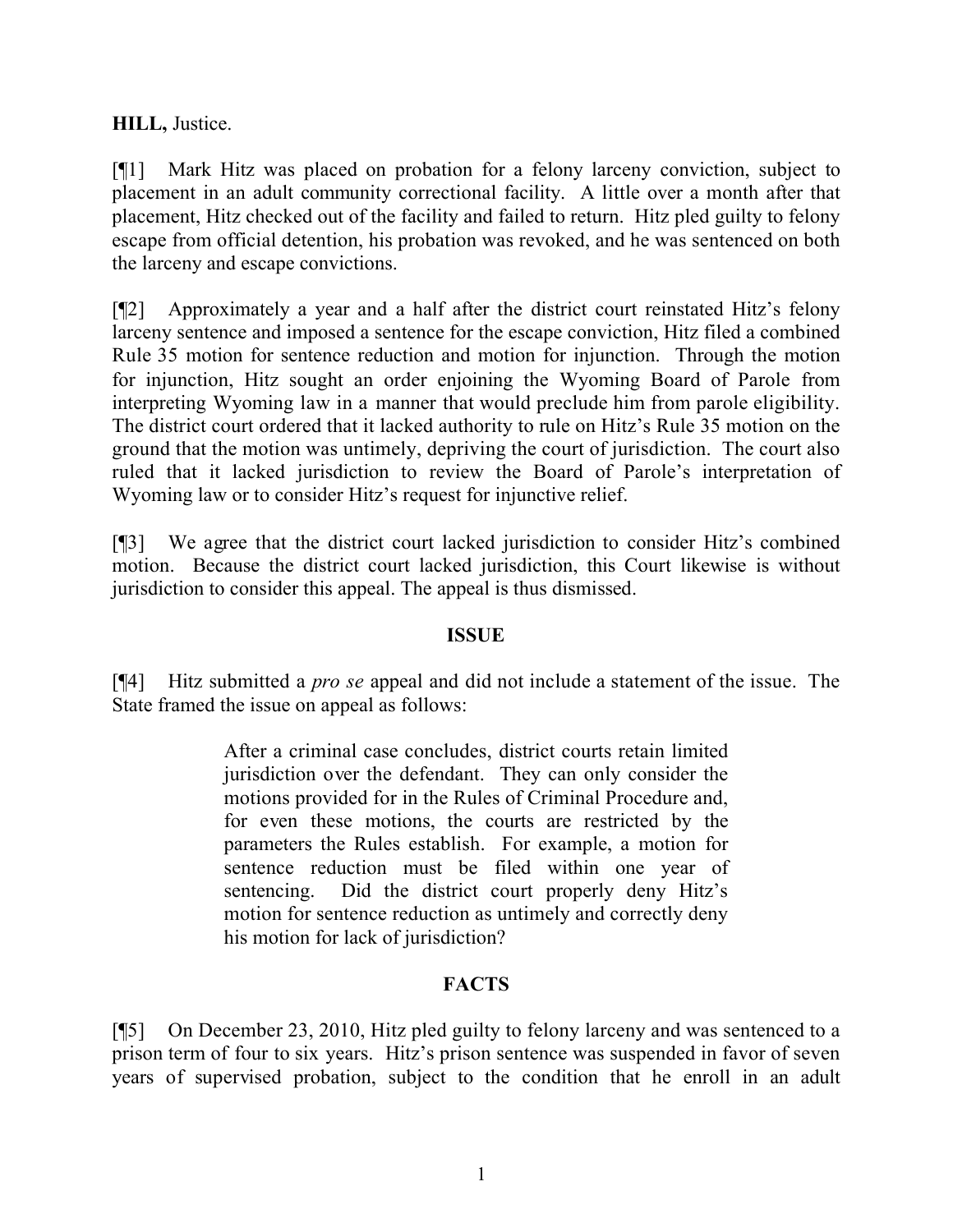**HILL,** Justice.

[¶1] Mark Hitz was placed on probation for a felony larceny conviction, subject to placement in an adult community correctional facility. A little over a month after that placement, Hitz checked out of the facility and failed to return. Hitz pled guilty to felony escape from official detention, his probation was revoked, and he was sentenced on both the larceny and escape convictions.

[¶2] Approximately a year and a half after the district court reinstated Hitz's felony larceny sentence and imposed a sentence for the escape conviction, Hitz filed a combined Rule 35 motion for sentence reduction and motion for injunction. Through the motion for injunction, Hitz sought an order enjoining the Wyoming Board of Parole from interpreting Wyoming law in a manner that would preclude him from parole eligibility. The district court ordered that it lacked authority to rule on Hitz's Rule 35 motion on the ground that the motion was untimely, depriving the court of jurisdiction. The court also ruled that it lacked jurisdiction to review the Board of Parole's interpretation of Wyoming law or to consider Hitz's request for injunctive relief.

[¶3] We agree that the district court lacked jurisdiction to consider Hitz's combined motion. Because the district court lacked jurisdiction, this Court likewise is without jurisdiction to consider this appeal. The appeal is thus dismissed.

## ISSUE

[¶4] Hitz submitted a *pro se* appeal and did not include a statement of the issue. The State framed the issue on appeal as follows:

> After a criminal case concludes, district courts retain limited jurisdiction over the defendant. They can only consider the motions provided for in the Rules of Criminal Procedure and, for even these motions, the courts are restricted by the parameters the Rules establish. For example, a motion for sentence reduction must be filed within one year of sentencing. Did the district court properly deny Hitz's motion for sentence reduction as untimely and correctly deny his motion for lack of jurisdiction?

## FACTS

[¶5] On December 23, 2010, Hitz pled guilty to felony larceny and was sentenced to a prison term of four to six years. Hitz's prison sentence was suspended in favor of seven years of supervised probation, subject to the condition that he enroll in an adult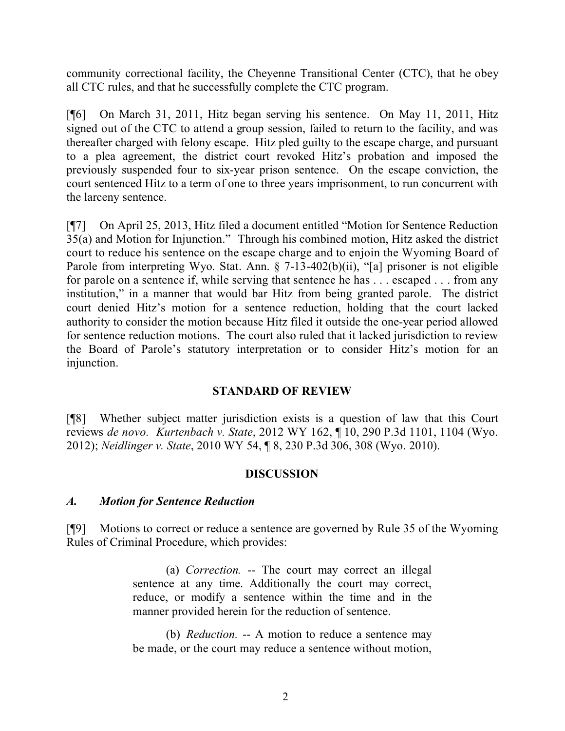community correctional facility, the Cheyenne Transitional Center (CTC), that he obey all CTC rules, and that he successfully complete the CTC program.

[¶6] On March 31, 2011, Hitz began serving his sentence. On May 11, 2011, Hitz signed out of the CTC to attend a group session, failed to return to the facility, and was thereafter charged with felony escape. Hitz pled guilty to the escape charge, and pursuant to a plea agreement, the district court revoked Hitz's probation and imposed the previously suspended four to six-year prison sentence. On the escape conviction, the court sentenced Hitz to a term of one to three years imprisonment, to run concurrent with the larceny sentence.

[¶7] On April 25, 2013, Hitz filed a document entitled "Motion for Sentence Reduction 35(a) and Motion for Injunction." Through his combined motion, Hitz asked the district court to reduce his sentence on the escape charge and to enjoin the Wyoming Board of Parole from interpreting Wyo. Stat. Ann. § 7-13-402(b)(ii), "[a] prisoner is not eligible for parole on a sentence if, while serving that sentence he has . . . escaped . . . from any institution," in a manner that would bar Hitz from being granted parole. The district court denied Hitz's motion for a sentence reduction, holding that the court lacked authority to consider the motion because Hitz filed it outside the one-year period allowed for sentence reduction motions. The court also ruled that it lacked jurisdiction to review the Board of Parole's statutory interpretation or to consider Hitz's motion for an injunction.

## STANDARD OF REVIEW

[¶8] Whether subject matter jurisdiction exists is a question of law that this Court reviews *de novo*. *Kurtenbach v. State*, 2012 WY 162, ¶ 10, 290 P.3d 1101, 1104 (Wyo. 2012); *Neidlinger v. State*, 2010 WY 54, ¶ 8, 230 P.3d 306, 308 (Wyo. 2010).

## DISCUSSION

### *A. Motion for Sentence Reduction*

[¶9] Motions to correct or reduce a sentence are governed by Rule 35 of the Wyoming Rules of Criminal Procedure, which provides:

> (a) *Correction.* -- The court may correct an illegal sentence at any time. Additionally the court may correct, reduce, or modify a sentence within the time and in the manner provided herein for the reduction of sentence.
>
> (b) *Reduction.* -- A motion to reduce a sentence may be made, or the court may reduce a sentence without motion,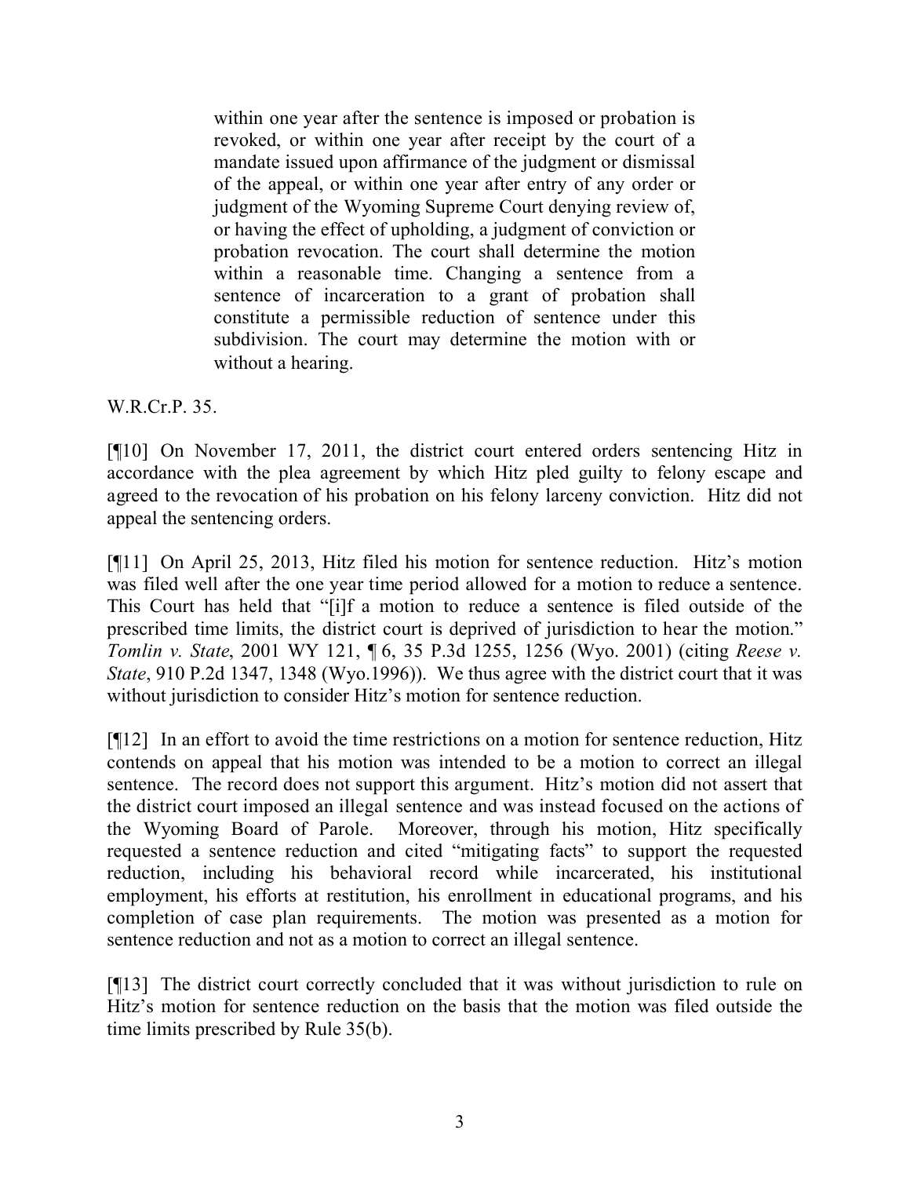> within one year after the sentence is imposed or probation is revoked, or within one year after receipt by the court of a mandate issued upon affirmance of the judgment or dismissal of the appeal, or within one year after entry of any order or judgment of the Wyoming Supreme Court denying review of, or having the effect of upholding, a judgment of conviction or probation revocation. The court shall determine the motion within a reasonable time. Changing a sentence from a sentence of incarceration to a grant of probation shall constitute a permissible reduction of sentence under this subdivision. The court may determine the motion with or without a hearing.

W.R.Cr.P. 35.

[¶10] On November 17, 2011, the district court entered orders sentencing Hitz in accordance with the plea agreement by which Hitz pled guilty to felony escape and agreed to the revocation of his probation on his felony larceny conviction. Hitz did not appeal the sentencing orders.

[¶11] On April 25, 2013, Hitz filed his motion for sentence reduction. Hitz's motion was filed well after the one year time period allowed for a motion to reduce a sentence. This Court has held that "[i]f a motion to reduce a sentence is filed outside of the prescribed time limits, the district court is deprived of jurisdiction to hear the motion." *Tomlin v. State*, 2001 WY 121, ¶ 6, 35 P.3d 1255, 1256 (Wyo. 2001) (citing *Reese v. State*, 910 P.2d 1347, 1348 (Wyo.1996)). We thus agree with the district court that it was without jurisdiction to consider Hitz's motion for sentence reduction.

[¶12] In an effort to avoid the time restrictions on a motion for sentence reduction, Hitz contends on appeal that his motion was intended to be a motion to correct an illegal sentence. The record does not support this argument. Hitz's motion did not assert that the district court imposed an illegal sentence and was instead focused on the actions of the Wyoming Board of Parole. Moreover, through his motion, Hitz specifically requested a sentence reduction and cited "mitigating facts" to support the requested reduction, including his behavioral record while incarcerated, his institutional employment, his efforts at restitution, his enrollment in educational programs, and his completion of case plan requirements. The motion was presented as a motion for sentence reduction and not as a motion to correct an illegal sentence.

[¶13] The district court correctly concluded that it was without jurisdiction to rule on Hitz's motion for sentence reduction on the basis that the motion was filed outside the time limits prescribed by Rule 35(b).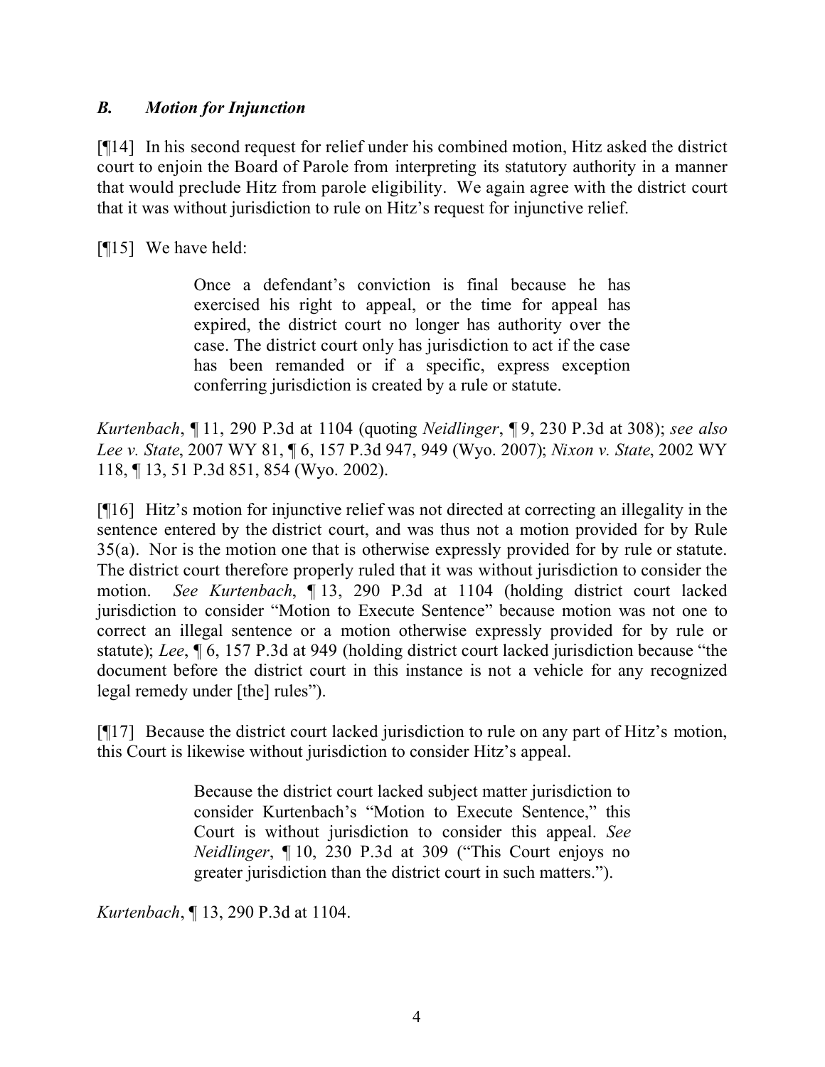### *B. Motion for Injunction*

[¶14] In his second request for relief under his combined motion, Hitz asked the district court to enjoin the Board of Parole from interpreting its statutory authority in a manner that would preclude Hitz from parole eligibility. We again agree with the district court that it was without jurisdiction to rule on Hitz's request for injunctive relief.

[¶15] We have held:

> Once a defendant's conviction is final because he has exercised his right to appeal, or the time for appeal has expired, the district court no longer has authority over the case. The district court only has jurisdiction to act if the case has been remanded or if a specific, express exception conferring jurisdiction is created by a rule or statute.

*Kurtenbach*, ¶ 11, 290 P.3d at 1104 (quoting *Neidlinger*, ¶ 9, 230 P.3d at 308); *see also Lee v. State*, 2007 WY 81, ¶ 6, 157 P.3d 947, 949 (Wyo. 2007); *Nixon v. State*, 2002 WY 118, ¶ 13, 51 P.3d 851, 854 (Wyo. 2002).

[¶16] Hitz's motion for injunctive relief was not directed at correcting an illegality in the sentence entered by the district court, and was thus not a motion provided for by Rule 35(a). Nor is the motion one that is otherwise expressly provided for by rule or statute. The district court therefore properly ruled that it was without jurisdiction to consider the motion. *See Kurtenbach*, ¶ 13, 290 P.3d at 1104 (holding district court lacked jurisdiction to consider "Motion to Execute Sentence" because motion was not one to correct an illegal sentence or a motion otherwise expressly provided for by rule or statute); *Lee*, ¶ 6, 157 P.3d at 949 (holding district court lacked jurisdiction because "the document before the district court in this instance is not a vehicle for any recognized legal remedy under [the] rules").

[¶17] Because the district court lacked jurisdiction to rule on any part of Hitz's motion, this Court is likewise without jurisdiction to consider Hitz's appeal.

> Because the district court lacked subject matter jurisdiction to consider Kurtenbach's "Motion to Execute Sentence," this Court is without jurisdiction to consider this appeal. *See Neidlinger*, ¶ 10, 230 P.3d at 309 ("This Court enjoys no greater jurisdiction than the district court in such matters.").

*Kurtenbach*, ¶ 13, 290 P.3d at 1104.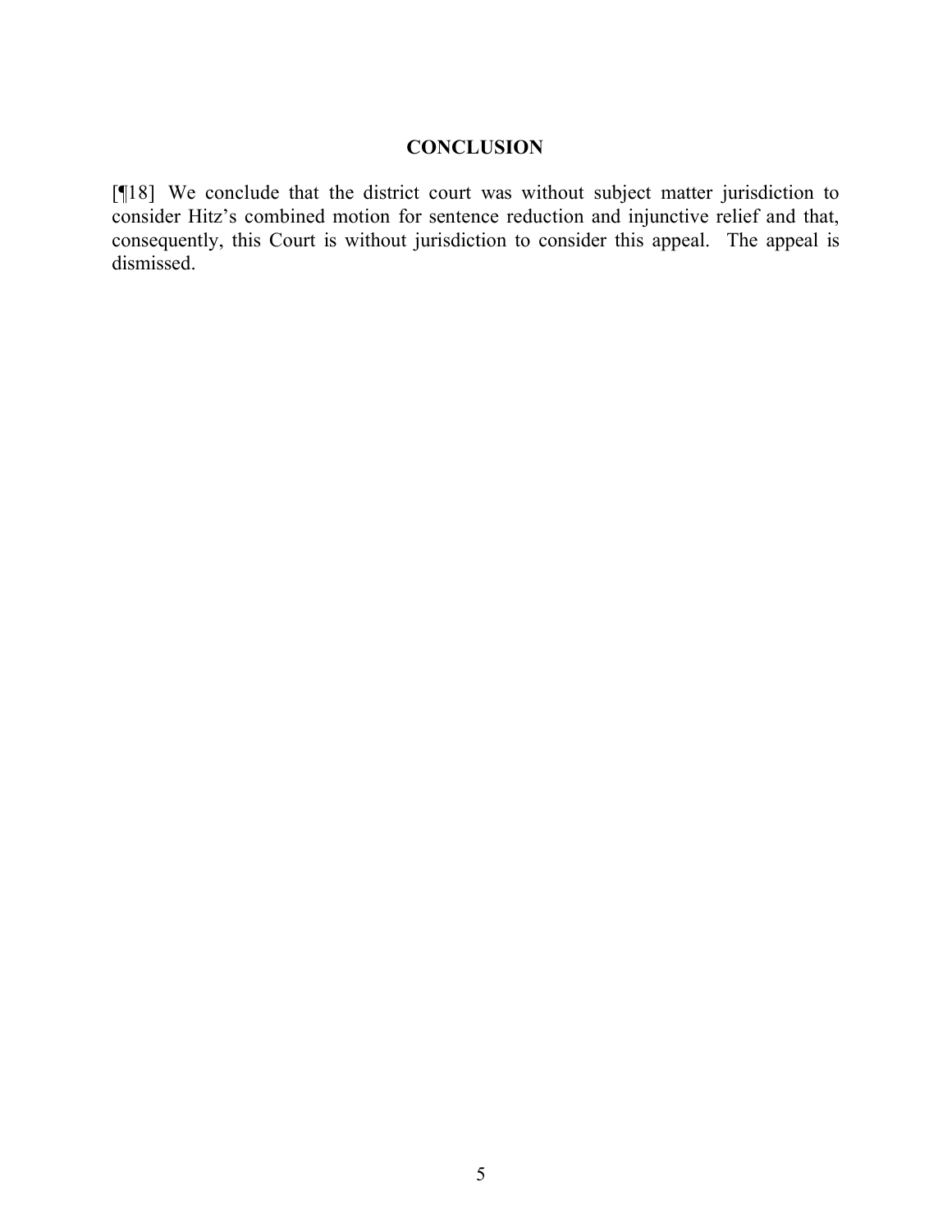## CONCLUSION

[¶18] We conclude that the district court was without subject matter jurisdiction to consider Hitz's combined motion for sentence reduction and injunctive relief and that, consequently, this Court is without jurisdiction to consider this appeal. The appeal is dismissed.